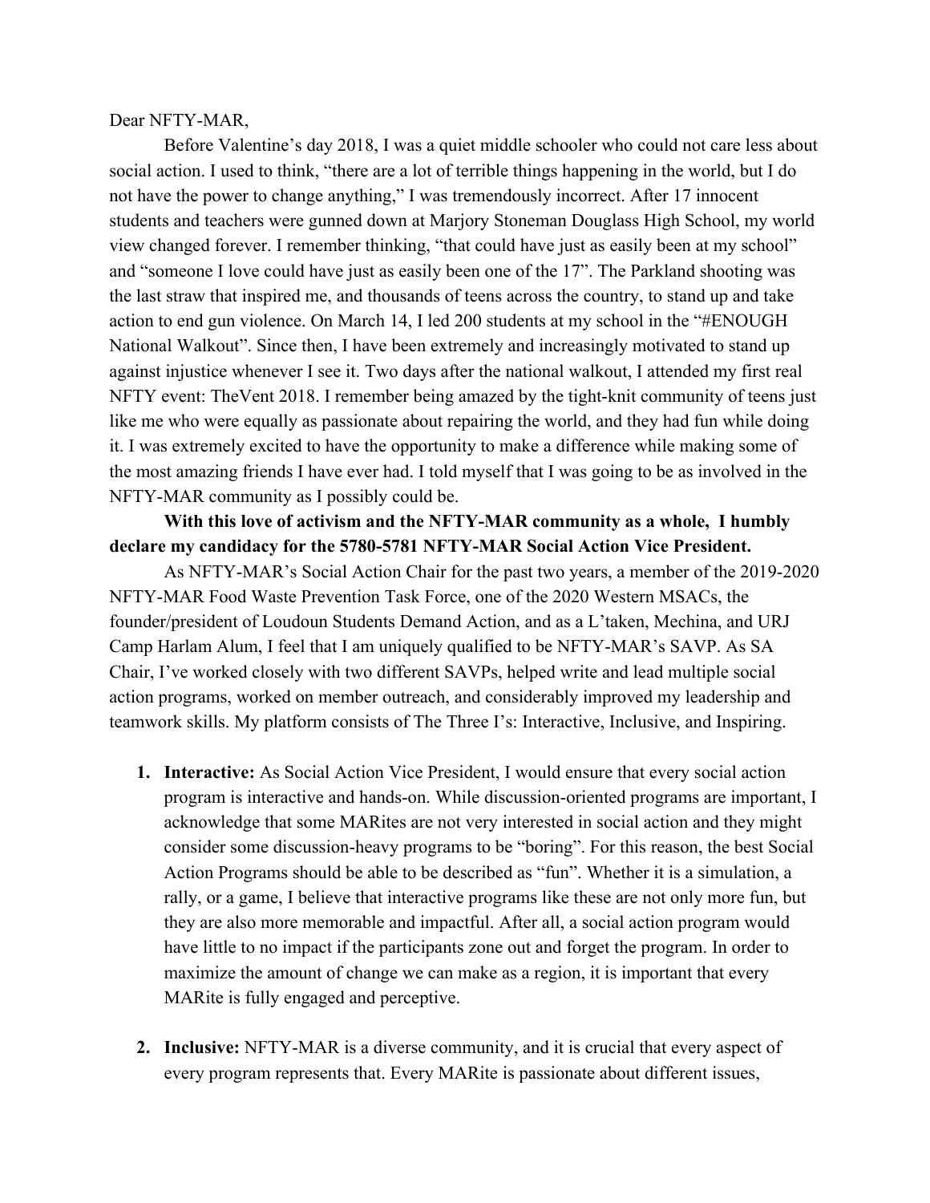Dear NFTY-MAR,

Before Valentine's day 2018, I was a quiet middle schooler who could not care less about social action. I used to think, "there are a lot of terrible things happening in the world, but I do not have the power to change anything," I was tremendously incorrect. After 17 innocent students and teachers were gunned down at Marjory Stoneman Douglass High School, my world view changed forever. I remember thinking, "that could have just as easily been at my school" and "someone I love could have just as easily been one of the 17". The Parkland shooting was the last straw that inspired me, and thousands of teens across the country, to stand up and take action to end gun violence. On March 14, I led 200 students at my school in the "#ENOUGH National Walkout". Since then, I have been extremely and increasingly motivated to stand up against injustice whenever I see it. Two days after the national walkout, I attended my first real NFTY event: TheVent 2018. I remember being amazed by the tight-knit community of teens just like me who were equally as passionate about repairing the world, and they had fun while doing it. I was extremely excited to have the opportunity to make a difference while making some of the most amazing friends I have ever had. I told myself that I was going to be as involved in the NFTY-MAR community as I possibly could be.

**With this love of activism and the NFTY-MAR community as a whole, I humbly declare my candidacy for the 5780-5781 NFTY-MAR Social Action Vice President.**

As NFTY-MAR's Social Action Chair for the past two years, a member of the 2019-2020 NFTY-MAR Food Waste Prevention Task Force, one of the 2020 Western MSACs, the founder/president of Loudoun Students Demand Action, and as a L'taken, Mechina, and URJ Camp Harlam Alum, I feel that I am uniquely qualified to be NFTY-MAR's SAVP. As SA Chair, I've worked closely with two different SAVPs, helped write and lead multiple social action programs, worked on member outreach, and considerably improved my leadership and teamwork skills. My platform consists of The Three I's: Interactive, Inclusive, and Inspiring.

1. **Interactive:** As Social Action Vice President, I would ensure that every social action program is interactive and hands-on. While discussion-oriented programs are important, I acknowledge that some MARites are not very interested in social action and they might consider some discussion-heavy programs to be "boring". For this reason, the best Social Action Programs should be able to be described as "fun". Whether it is a simulation, a rally, or a game, I believe that interactive programs like these are not only more fun, but they are also more memorable and impactful. After all, a social action program would have little to no impact if the participants zone out and forget the program. In order to maximize the amount of change we can make as a region, it is important that every MARite is fully engaged and perceptive.

2. **Inclusive:** NFTY-MAR is a diverse community, and it is crucial that every aspect of every program represents that. Every MARite is passionate about different issues,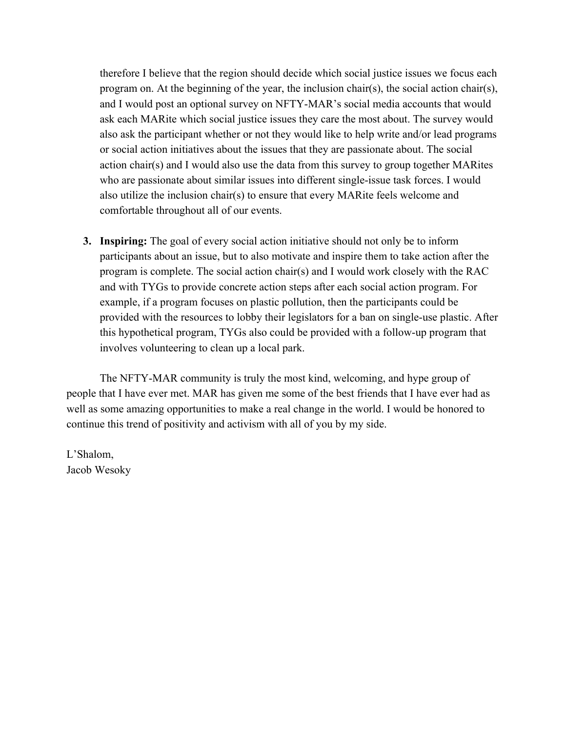therefore I believe that the region should decide which social justice issues we focus each program on. At the beginning of the year, the inclusion chair(s), the social action chair(s), and I would post an optional survey on NFTY-MAR's social media accounts that would ask each MARite which social justice issues they care the most about. The survey would also ask the participant whether or not they would like to help write and/or lead programs or social action initiatives about the issues that they are passionate about. The social action chair(s) and I would also use the data from this survey to group together MARites who are passionate about similar issues into different single-issue task forces. I would also utilize the inclusion chair(s) to ensure that every MARite feels welcome and comfortable throughout all of our events.

3. **Inspiring:** The goal of every social action initiative should not only be to inform participants about an issue, but to also motivate and inspire them to take action after the program is complete. The social action chair(s) and I would work closely with the RAC and with TYGs to provide concrete action steps after each social action program. For example, if a program focuses on plastic pollution, then the participants could be provided with the resources to lobby their legislators for a ban on single-use plastic. After this hypothetical program, TYGs also could be provided with a follow-up program that involves volunteering to clean up a local park.

The NFTY-MAR community is truly the most kind, welcoming, and hype group of people that I have ever met. MAR has given me some of the best friends that I have ever had as well as some amazing opportunities to make a real change in the world. I would be honored to continue this trend of positivity and activism with all of you by my side.

L'Shalom,
Jacob Wesoky